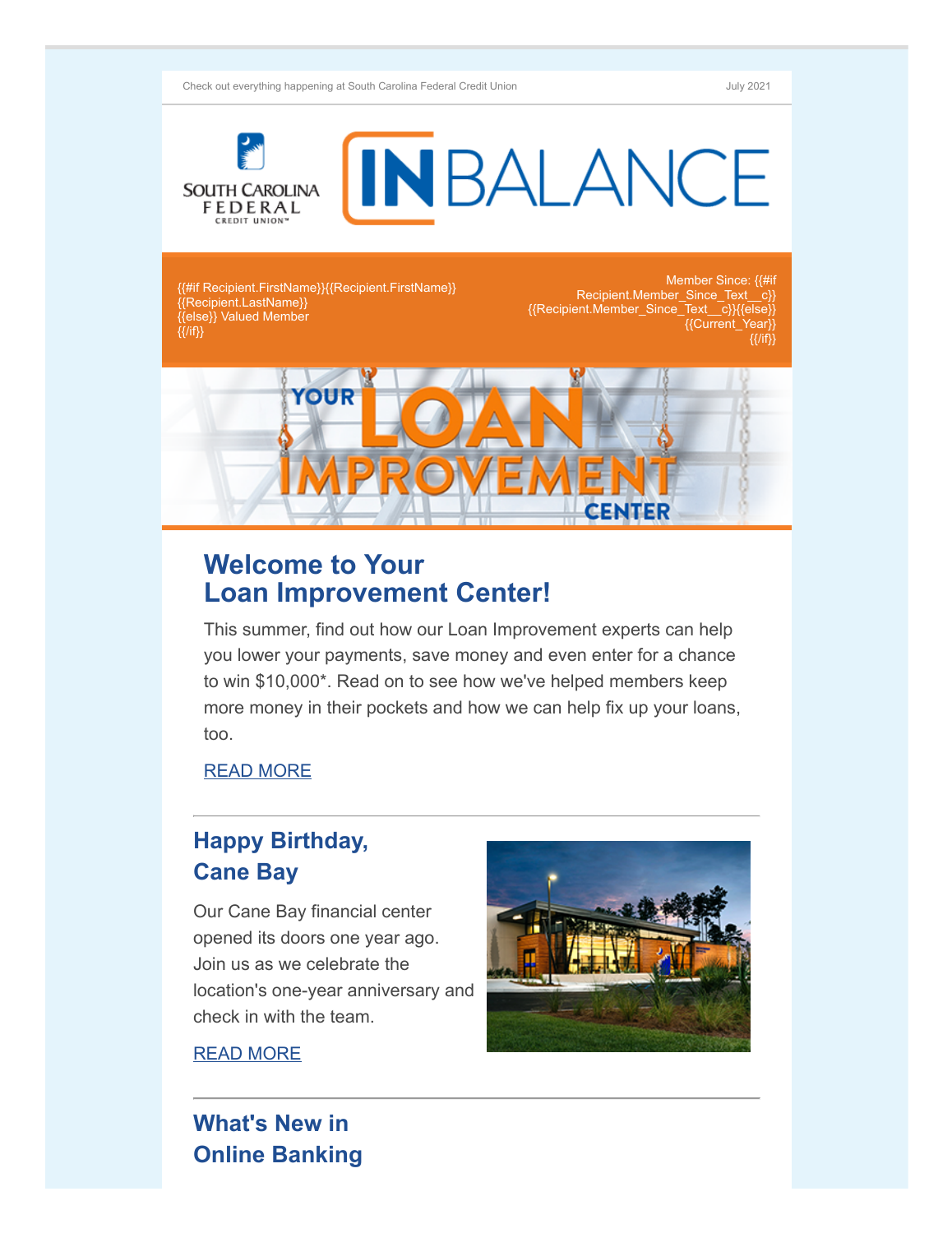Check out everything happening at South Carolina Federal Credit Union

July 2021

South Carolina Federal Credit Union

# IN BALANCE

{{#if Recipient.FirstName}}{{Recipient.FirstName}} {{Recipient.LastName}} {{else}} Valued Member {{/if}}

Member Since: {{#if Recipient.Member_Since_Text__c}} {{Recipient.Member_Since_Text__c}}{{else}} {{Current_Year}} {{/if}}

YOUR LOAN IMPROVEMENT CENTER

## Welcome to Your Loan Improvement Center!

This summer, find out how our Loan Improvement experts can help you lower your payments, save money and even enter for a chance to win $10,000*. Read on to see how we've helped members keep more money in their pockets and how we can help fix up your loans, too.

READ MORE

---

## Happy Birthday, Cane Bay

Our Cane Bay financial center opened its doors one year ago. Join us as we celebrate the location's one-year anniversary and check in with the team.

READ MORE

---

## What's New in Online Banking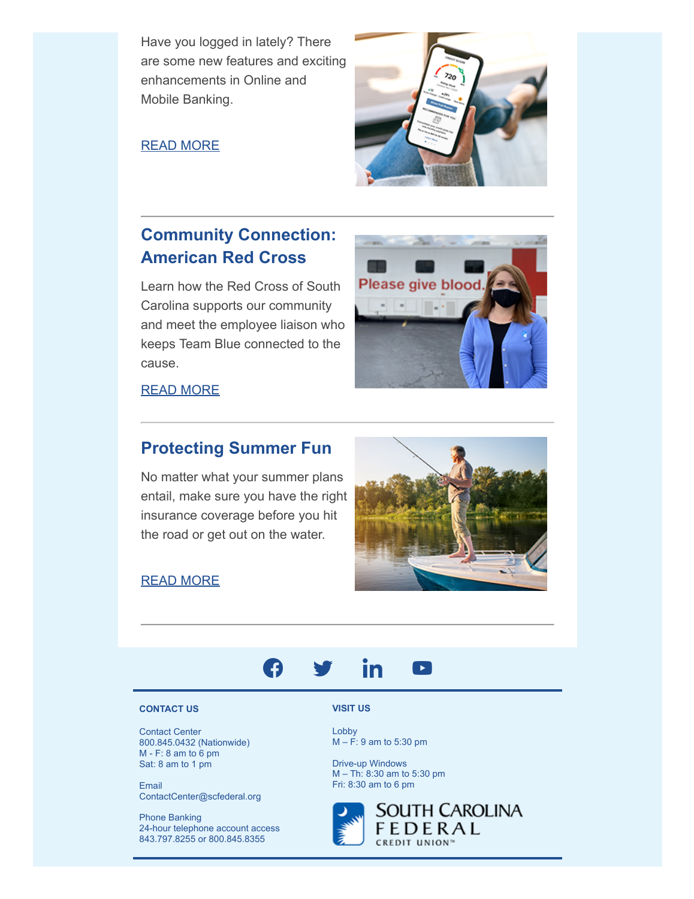Have you logged in lately? There are some new features and exciting enhancements in Online and Mobile Banking.

READ MORE

---

## Community Connection: American Red Cross

Learn how the Red Cross of South Carolina supports our community and meet the employee liaison who keeps Team Blue connected to the cause.

READ MORE

---

## Protecting Summer Fun

No matter what your summer plans entail, make sure you have the right insurance coverage before you hit the road or get out on the water.

READ MORE

---

**CONTACT US**

Contact Center
800.845.0432 (Nationwide)
M - F: 8 am to 6 pm
Sat: 8 am to 1 pm

Email
ContactCenter@scfederal.org

Phone Banking
24-hour telephone account access
843.797.8255 or 800.845.8355

**VISIT US**

Lobby
M – F: 9 am to 5:30 pm

Drive-up Windows
M – Th: 8:30 am to 5:30 pm
Fri: 8:30 am to 6 pm

SOUTH CAROLINA FEDERAL CREDIT UNION™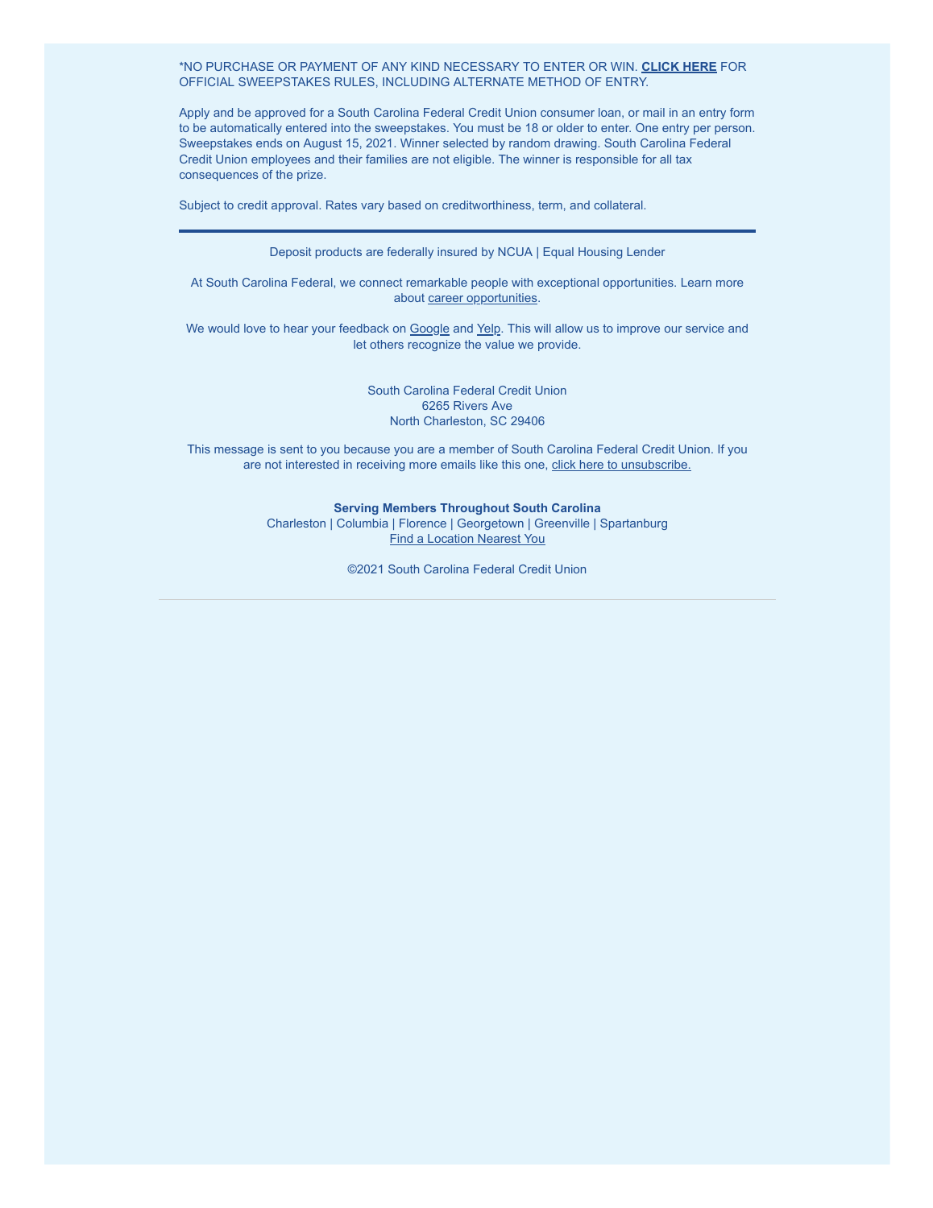*NO PURCHASE OR PAYMENT OF ANY KIND NECESSARY TO ENTER OR WIN. **CLICK HERE** FOR OFFICIAL SWEEPSTAKES RULES, INCLUDING ALTERNATE METHOD OF ENTRY.

Apply and be approved for a South Carolina Federal Credit Union consumer loan, or mail in an entry form to be automatically entered into the sweepstakes. You must be 18 or older to enter. One entry per person. Sweepstakes ends on August 15, 2021. Winner selected by random drawing. South Carolina Federal Credit Union employees and their families are not eligible. The winner is responsible for all tax consequences of the prize.

Subject to credit approval. Rates vary based on creditworthiness, term, and collateral.

---

Deposit products are federally insured by NCUA | Equal Housing Lender

At South Carolina Federal, we connect remarkable people with exceptional opportunities. Learn more about career opportunities.

We would love to hear your feedback on Google and Yelp. This will allow us to improve our service and let others recognize the value we provide.

South Carolina Federal Credit Union
6265 Rivers Ave
North Charleston, SC 29406

This message is sent to you because you are a member of South Carolina Federal Credit Union. If you are not interested in receiving more emails like this one, click here to unsubscribe.

**Serving Members Throughout South Carolina**
Charleston | Columbia | Florence | Georgetown | Greenville | Spartanburg
Find a Location Nearest You

©2021 South Carolina Federal Credit Union